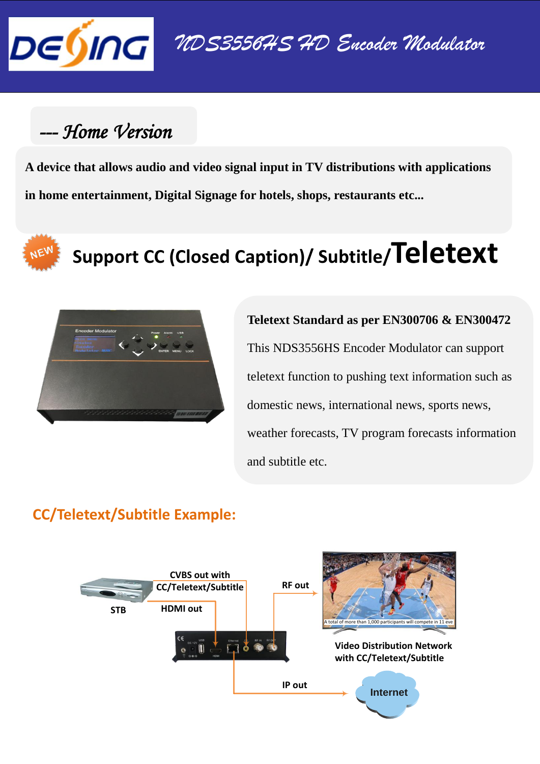# NDS3556HS HD Encoder Modulator

## --- Home Version

**A device that allows audio and video signal input in TV distributions with applications in home entertainment, Digital Signage for hotels, shops, restaurants etc...**

NEW

## Support CC (Closed Caption)/ Subtitle/Teletext

**Teletext Standard as per EN300706 & EN300472**

This NDS3556HS Encoder Modulator can support teletext function to pushing text information such as domestic news, international news, sports news, weather forecasts, TV program forecasts information and subtitle etc.

## CC/Teletext/Subtitle Example:

STB

CVBS out with CC/Teletext/Subtitle

HDMI out

RF out

IP out

Video Distribution Network with CC/Teletext/Subtitle

Internet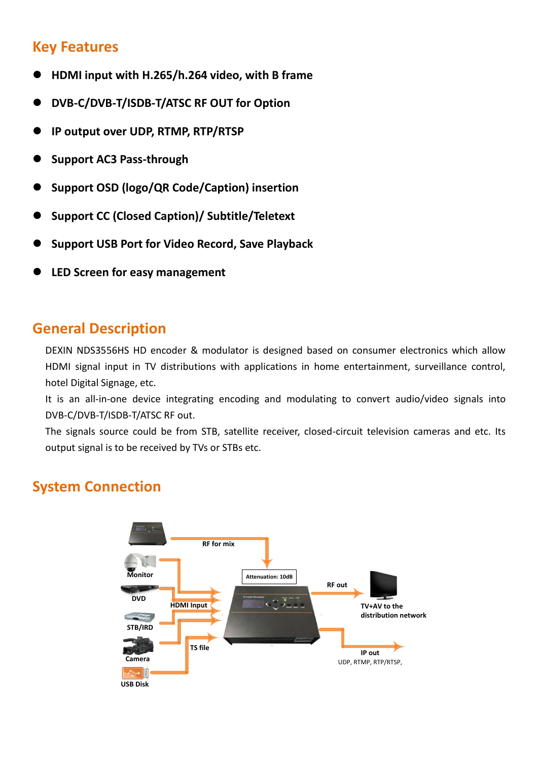## Key Features

- **HDMI input with H.265/h.264 video, with B frame**
- **DVB-C/DVB-T/ISDB-T/ATSC RF OUT for Option**
- **IP output over UDP, RTMP, RTP/RTSP**
- **Support AC3 Pass-through**
- **Support OSD (logo/QR Code/Caption) insertion**
- **Support CC (Closed Caption)/ Subtitle/Teletext**
- **Support USB Port for Video Record, Save Playback**
- **LED Screen for easy management**

## General Description

DEXIN NDS3556HS HD encoder & modulator is designed based on consumer electronics which allow HDMI signal input in TV distributions with applications in home entertainment, surveillance control, hotel Digital Signage, etc.

It is an all-in-one device integrating encoding and modulating to convert audio/video signals into DVB-C/DVB-T/ISDB-T/ATSC RF out.

The signals source could be from STB, satellite receiver, closed-circuit television cameras and etc. Its output signal is to be received by TVs or STBs etc.

## System Connection

RF for mix

Attenuation: 10dB

Monitor

DVD

STB/IRD

Camera

USB Disk

HDMI Input

TS file

RF out

TV+AV to the distribution network

IP out

UDP, RTMP, RTP/RTSP,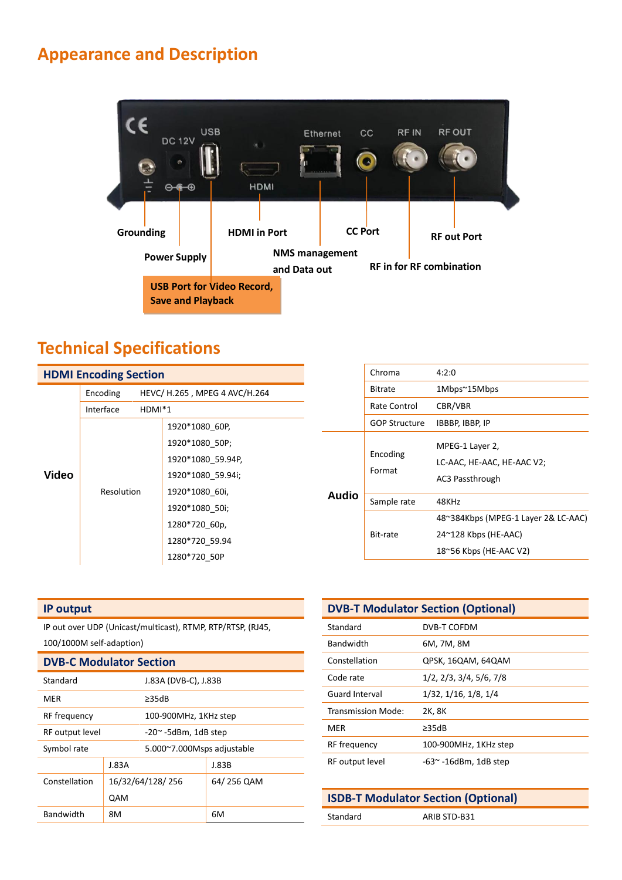## Appearance and Description

Grounding

Power Supply

USB Port for Video Record, Save and Playback

HDMI in Port

NMS management and Data out

CC Port

RF in for RF combination

RF out Port

## Technical Specifications

| HDMI Encoding Section | | |
|---|---|---|
| Video | Encoding | HEVC/ H.265 , MPEG 4 AVC/H.264 |
| | Interface | HDMI*1 |
| | Resolution | 1920*1080_60P, 1920*1080_50P; 1920*1080_59.94P, 1920*1080_59.94i; 1920*1080_60i, 1920*1080_50i; 1280*720_60p, 1280*720_59.94 1280*720_50P |
| | Chroma | 4:2:0 |
| | Bitrate | 1Mbps~15Mbps |
| | Rate Control | CBR/VBR |
| | GOP Structure | IBBBP, IBBP, IP |
| Audio | Encoding Format | MPEG-1 Layer 2, LC-AAC, HE-AAC, HE-AAC V2; AC3 Passthrough |
| | Sample rate | 48KHz |
| | Bit-rate | 48~384Kbps (MPEG-1 Layer 2& LC-AAC) 24~128 Kbps (HE-AAC) 18~56 Kbps (HE-AAC V2) |

### IP output

IP out over UDP (Unicast/multicast), RTMP, RTP/RTSP, (RJ45, 100/1000M self-adaption)

### DVB-C Modulator Section

| Standard | J.83A (DVB-C), J.83B | |
|---|---|---|
| MER | ≥35dB | |
| RF frequency | 100-900MHz, 1KHz step | |
| RF output level | -20~ -5dBm, 1dB step | |
| Symbol rate | 5.000~7.000Msps adjustable | |
| | J.83A | J.83B |
| Constellation | 16/32/64/128/ 256 QAM | 64/ 256 QAM |
| Bandwidth | 8M | 6M |

### DVB-T Modulator Section (Optional)

| Standard | DVB-T COFDM |
|---|---|
| Bandwidth | 6M, 7M, 8M |
| Constellation | QPSK, 16QAM, 64QAM |
| Code rate | 1/2, 2/3, 3/4, 5/6, 7/8 |
| Guard Interval | 1/32, 1/16, 1/8, 1/4 |
| Transmission Mode: | 2K, 8K |
| MER | ≥35dB |
| RF frequency | 100-900MHz, 1KHz step |
| RF output level | -63~ -16dBm, 1dB step |

### ISDB-T Modulator Section (Optional)

| Standard | ARIB STD-B31 |
|---|---|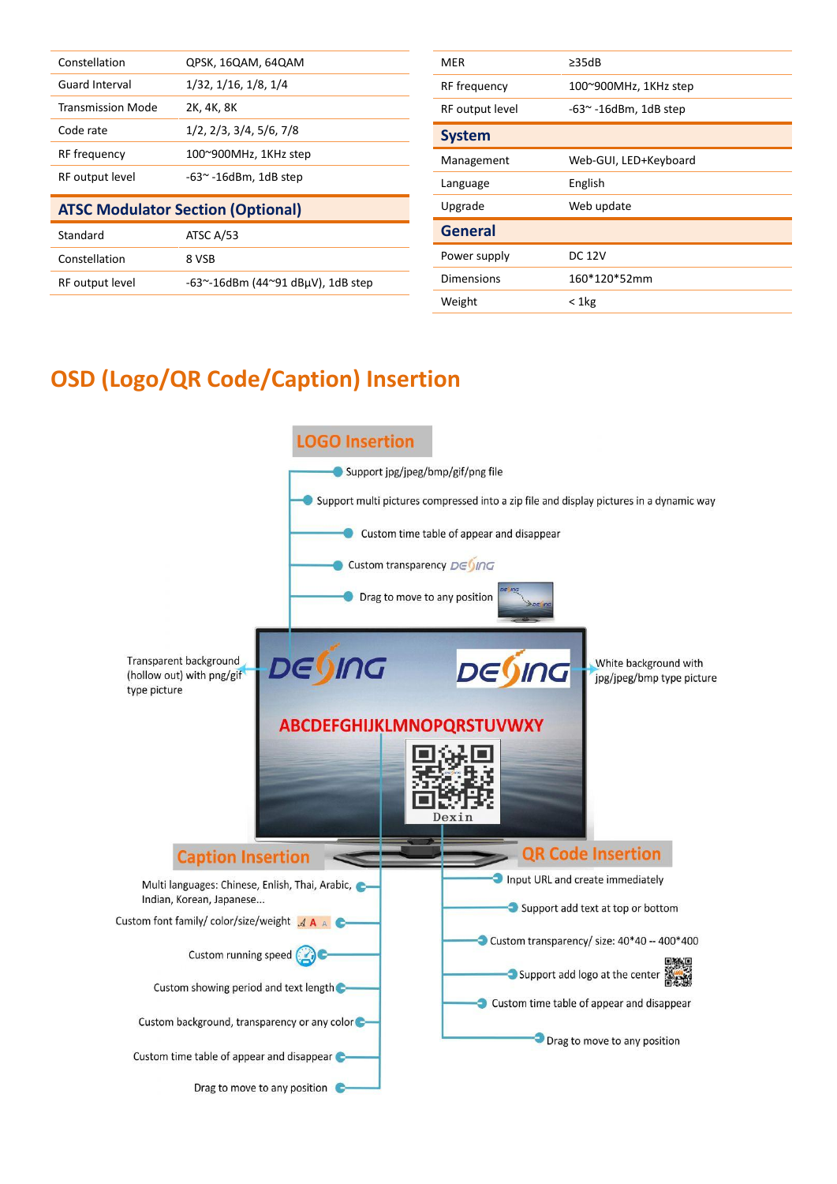| | |
|---|---|
| Constellation | QPSK, 16QAM, 64QAM |
| Guard Interval | 1/32, 1/16, 1/8, 1/4 |
| Transmission Mode | 2K, 4K, 8K |
| Code rate | 1/2, 2/3, 3/4, 5/6, 7/8 |
| RF frequency | 100~900MHz, 1KHz step |
| RF output level | -63~ -16dBm, 1dB step |

## ATSC Modulator Section (Optional)

| | |
|---|---|
| Standard | ATSC A/53 |
| Constellation | 8 VSB |
| RF output level | -63~-16dBm (44~91 dBμV), 1dB step |

| | |
|---|---|
| MER | ≥35dB |
| RF frequency | 100~900MHz, 1KHz step |
| RF output level | -63~ -16dBm, 1dB step |

## System

| | |
|---|---|
| Management | Web-GUI, LED+Keyboard |
| Language | English |
| Upgrade | Web update |

## General

| | |
|---|---|
| Power supply | DC 12V |
| Dimensions | 160*120*52mm |
| Weight | < 1kg |

# OSD (Logo/QR Code/Caption) Insertion

## LOGO Insertion

- Support jpg/jpeg/bmp/gif/png file
- Support multi pictures compressed into a zip file and display pictures in a dynamic way
- Custom time table of appear and disappear
- Custom transparency
- Drag to move to any position

Transparent background (hollow out) with png/gif type picture

White background with jpg/jpeg/bmp type picture

ABCDEFGHIJKLMNOPQRSTUVWXY

Dexin

## Caption Insertion

- Multi languages: Chinese, Enlish, Thai, Arabic, Indian, Korean, Japanese...
- Custom font family/ color/size/weight
- Custom running speed
- Custom showing period and text length
- Custom background, transparency or any color
- Custom time table of appear and disappear
- Drag to move to any position

## QR Code Insertion

- Input URL and create immediately
- Support add text at top or bottom
- Custom transparency/ size: 40*40 -- 400*400
- Support add logo at the center
- Custom time table of appear and disappear
- Drag to move to any position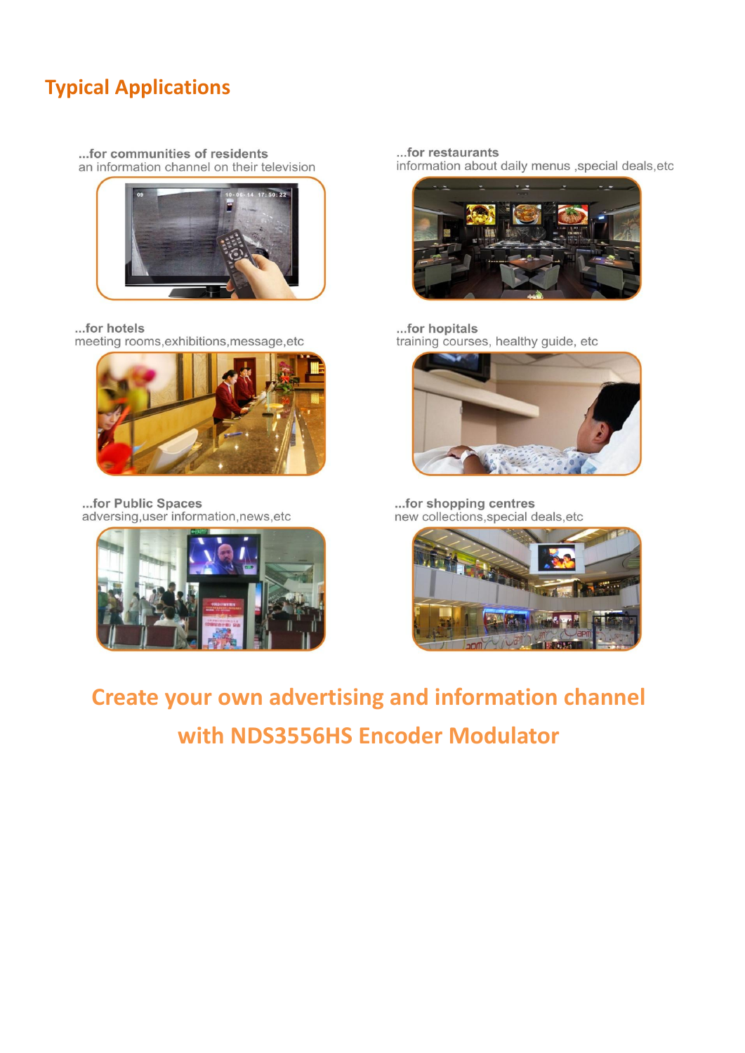## Typical Applications

**...for communities of residents**
an information channel on their television

**...for restaurants**
information about daily menus ,special deals,etc

**...for hotels**
meeting rooms,exhibitions,message,etc

**...for hopitals**
training courses, healthy guide, etc

**...for Public Spaces**
adversing,user information,news,etc

**...for shopping centres**
new collections,special deals,etc

## Create your own advertising and information channel with NDS3556HS Encoder Modulator